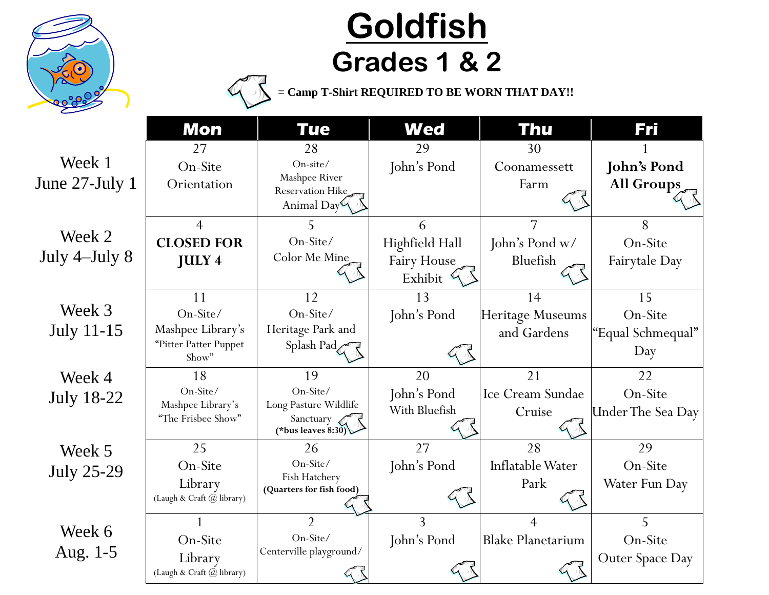# Goldfish

## Grades 1 & 2

(T-shirt icon) = **Camp T-Shirt REQUIRED TO BE WORN THAT DAY!!**

| | Mon | Tue | Wed | Thu | Fri |
|---|---|---|---|---|---|
| Week 1 June 27-July 1 | 27 On-Site Orientation | 28 On-site/ Mashpee River Reservation Hike Animal Day (T-shirt) | 29 John's Pond | 30 Coonamessett Farm (T-shirt) | 1 **John's Pond All Groups** (T-shirt) |
| Week 2 July 4–July 8 | 4 **CLOSED FOR JULY 4** | 5 On-Site/ Color Me Mine (T-shirt) | 6 Highfield Hall Fairy House Exhibit (T-shirt) | 7 John's Pond w/ Bluefish (T-shirt) | 8 On-Site Fairytale Day |
| Week 3 July 11-15 | 11 On-Site/ Mashpee Library's "Pitter Patter Puppet Show" | 12 On-Site/ Heritage Park and Splash Pad (T-shirt) | 13 John's Pond (T-shirt) | 14 Heritage Museums and Gardens | 15 On-Site "Equal Schmequal" Day |
| Week 4 July 18-22 | 18 On-Site/ Mashpee Library's "The Frisbee Show" | 19 On-Site/ Long Pasture Wildlife Sanctuary **(*bus leaves 8:30)** (T-shirt) | 20 John's Pond With Bluefish (T-shirt) | 21 Ice Cream Sundae Cruise (T-shirt) | 22 On-Site Under The Sea Day |
| Week 5 July 25-29 | 25 On-Site Library (Laugh & Craft @ library) | 26 On-Site/ Fish Hatchery **(Quarters for fish food)** (T-shirt) | 27 John's Pond (T-shirt) | 28 Inflatable Water Park (T-shirt) | 29 On-Site Water Fun Day |
| Week 6 Aug. 1-5 | 1 On-Site Library (Laugh & Craft @ library) | 2 On-Site/ Centerville playground/ (T-shirt) | 3 John's Pond (T-shirt) | 4 Blake Planetarium (T-shirt) | 5 On-Site Outer Space Day |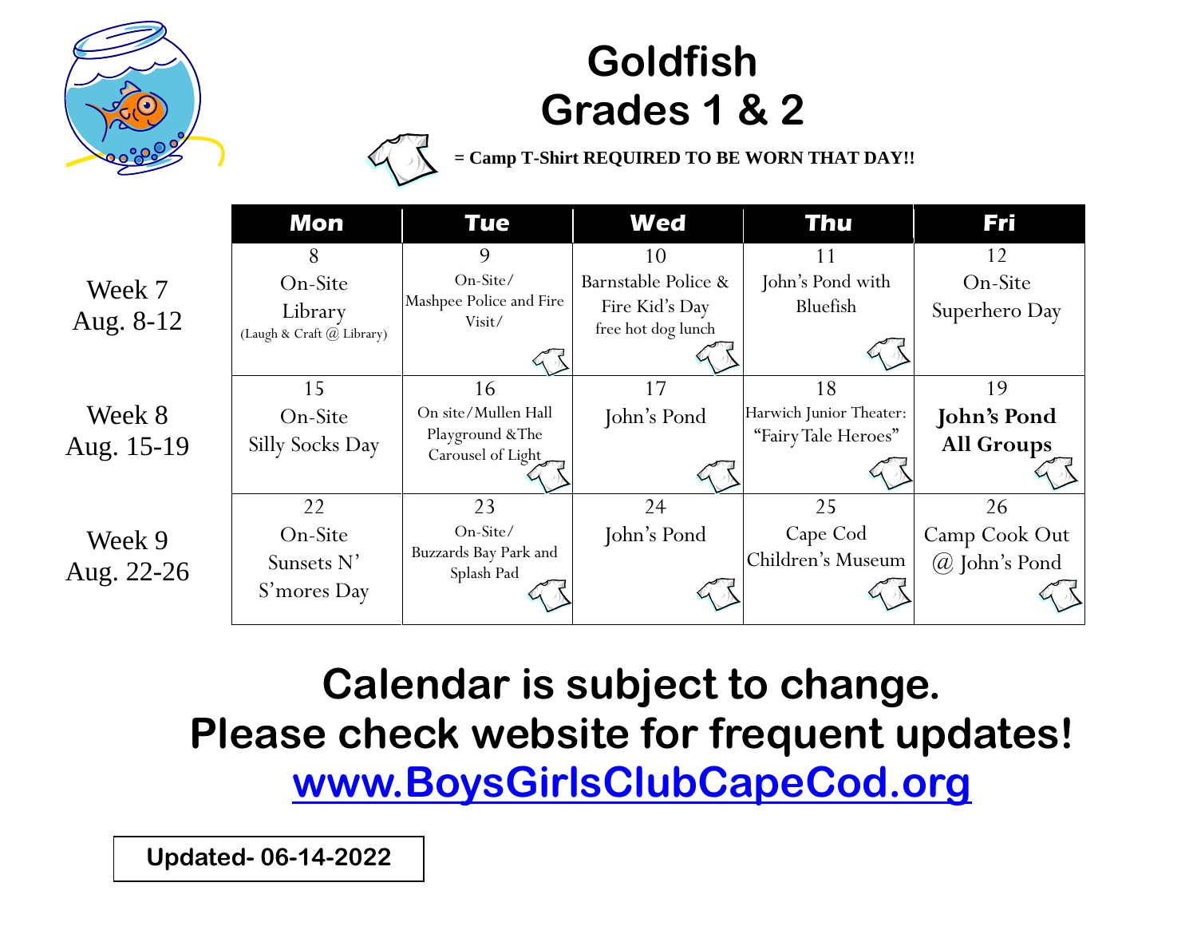# Goldfish
# Grades 1 & 2

**= Camp T-Shirt REQUIRED TO BE WORN THAT DAY!!**

| | Mon | Tue | Wed | Thu | Fri |
|---|---|---|---|---|---|
| Week 7 Aug. 8-12 | 8 On-Site Library (Laugh & Craft @ Library) | 9 On-Site/ Mashpee Police and Fire Visit/ (T-shirt) | 10 Barnstable Police & Fire Kid's Day free hot dog lunch (T-shirt) | 11 John's Pond with Bluefish (T-shirt) | 12 On-Site Superhero Day |
| Week 8 Aug. 15-19 | 15 On-Site Silly Socks Day | 16 On site/Mullen Hall Playground &The Carousel of Light (T-shirt) | 17 John's Pond (T-shirt) | 18 Harwich Junior Theater: "Fairy Tale Heroes" (T-shirt) | 19 **John's Pond All Groups** (T-shirt) |
| Week 9 Aug. 22-26 | 22 On-Site Sunsets N' S'mores Day | 23 On-Site/ Buzzards Bay Park and Splash Pad (T-shirt) | 24 John's Pond (T-shirt) | 25 Cape Cod Children's Museum (T-shirt) | 26 Camp Cook Out @ John's Pond (T-shirt) |

## Calendar is subject to change.
## Please check website for frequent updates!
## www.BoysGirlsClubCapeCod.org

**Updated- 06-14-2022**